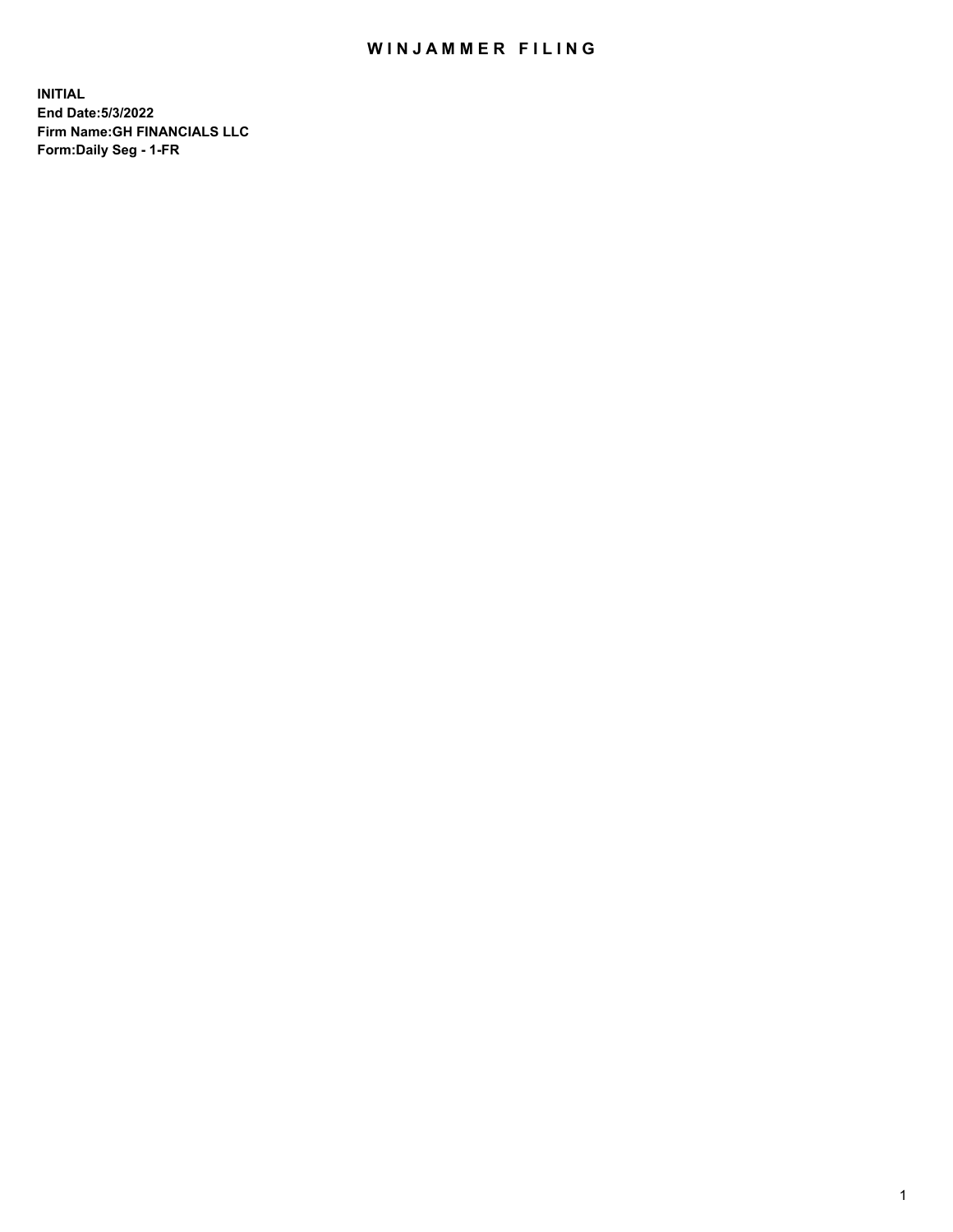# WINJAMMER FILING

**INITIAL**
**End Date:5/3/2022**
**Firm Name:GH FINANCIALS LLC**
**Form:Daily Seg - 1-FR**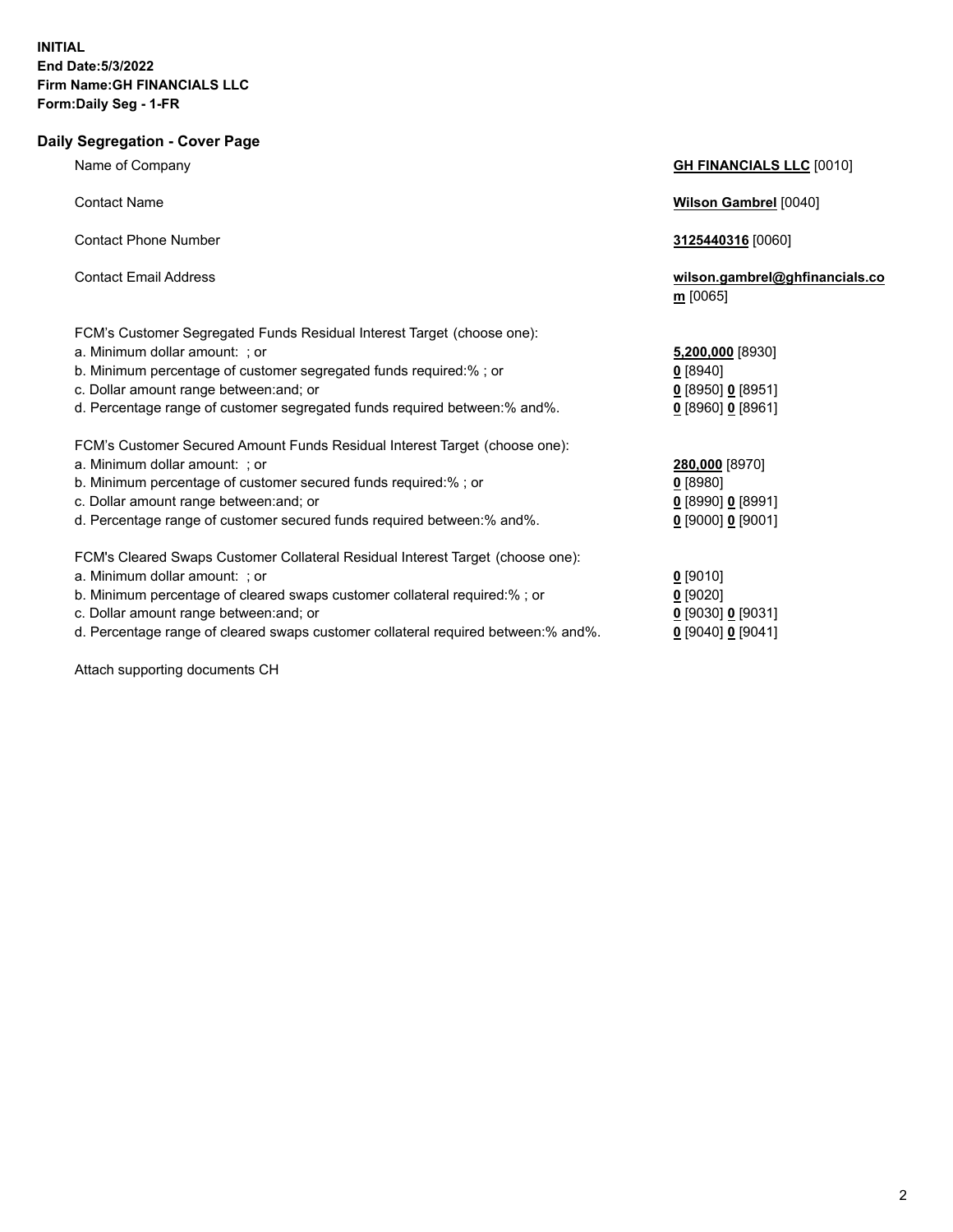**INITIAL**
**End Date:5/3/2022**
**Firm Name:GH FINANCIALS LLC**
**Form:Daily Seg - 1-FR**

## Daily Segregation - Cover Page

| | |
|---|---|
| Name of Company | **GH FINANCIALS LLC** [0010] |
| Contact Name | **Wilson Gambrel** [0040] |
| Contact Phone Number | **3125440316** [0060] |
| Contact Email Address | **wilson.gambrel@ghfinancials.com** [0065] |
| FCM's Customer Segregated Funds Residual Interest Target (choose one): | |
| a. Minimum dollar amount: ; or | **5,200,000** [8930] |
| b. Minimum percentage of customer segregated funds required:% ; or | **0** [8940] |
| c. Dollar amount range between:and; or | **0** [8950] **0** [8951] |
| d. Percentage range of customer segregated funds required between:% and%. | **0** [8960] **0** [8961] |
| FCM's Customer Secured Amount Funds Residual Interest Target (choose one): | |
| a. Minimum dollar amount: ; or | **280,000** [8970] |
| b. Minimum percentage of customer secured funds required:% ; or | **0** [8980] |
| c. Dollar amount range between:and; or | **0** [8990] **0** [8991] |
| d. Percentage range of customer secured funds required between:% and%. | **0** [9000] **0** [9001] |
| FCM's Cleared Swaps Customer Collateral Residual Interest Target (choose one): | |
| a. Minimum dollar amount: ; or | **0** [9010] |
| b. Minimum percentage of cleared swaps customer collateral required:% ; or | **0** [9020] |
| c. Dollar amount range between:and; or | **0** [9030] **0** [9031] |
| d. Percentage range of cleared swaps customer collateral required between:% and%. | **0** [9040] **0** [9041] |

Attach supporting documents CH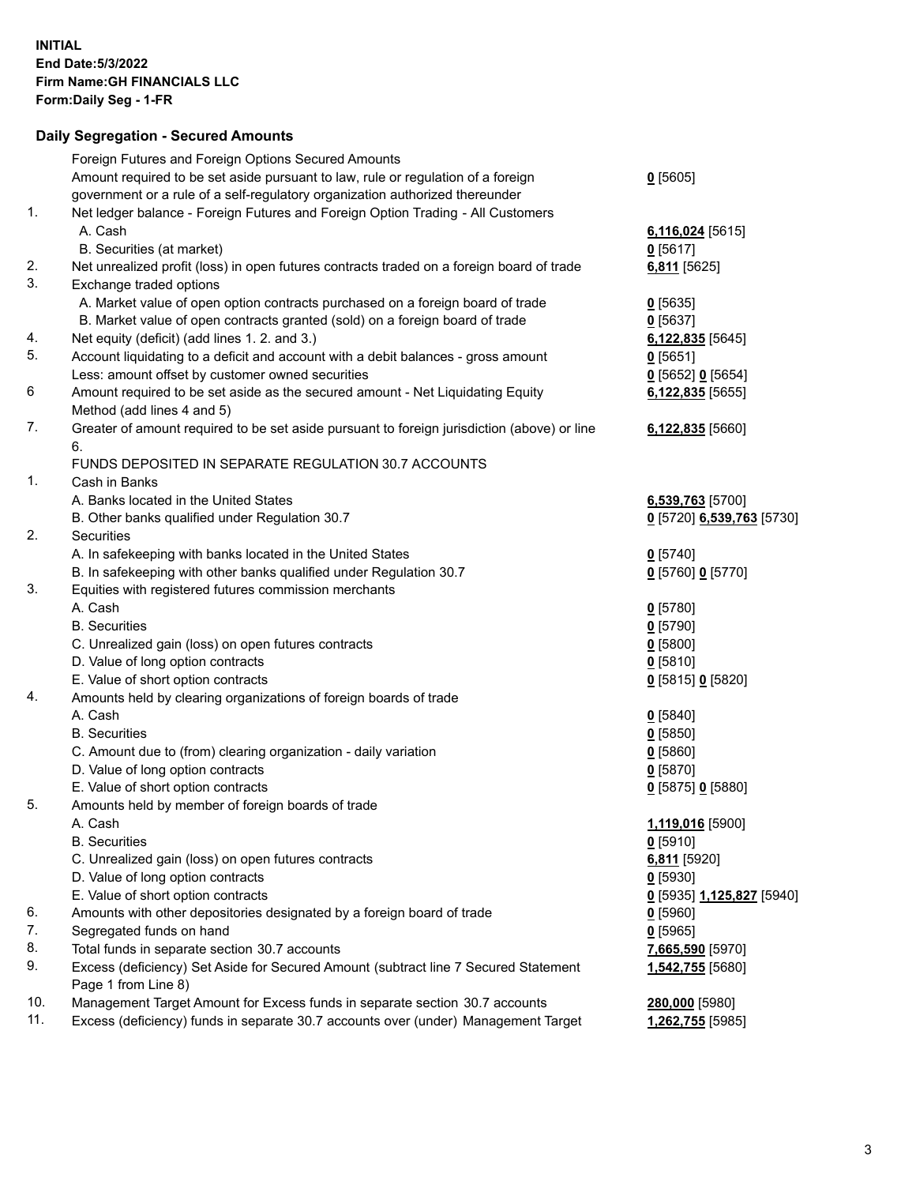**INITIAL**
**End Date:5/3/2022**
**Firm Name:GH FINANCIALS LLC**
**Form:Daily Seg - 1-FR**

## Daily Segregation - Secured Amounts

| | | |
|---|---|---|
| | Foreign Futures and Foreign Options Secured Amounts | |
| | Amount required to be set aside pursuant to law, rule or regulation of a foreign government or a rule of a self-regulatory organization authorized thereunder | **0** [5605] |
| 1. | Net ledger balance - Foreign Futures and Foreign Option Trading - All Customers | |
| | A. Cash | **6,116,024** [5615] |
| | B. Securities (at market) | **0** [5617] |
| 2. | Net unrealized profit (loss) in open futures contracts traded on a foreign board of trade | **6,811** [5625] |
| 3. | Exchange traded options | |
| | A. Market value of open option contracts purchased on a foreign board of trade | **0** [5635] |
| | B. Market value of open contracts granted (sold) on a foreign board of trade | **0** [5637] |
| 4. | Net equity (deficit) (add lines 1. 2. and 3.) | **6,122,835** [5645] |
| 5. | Account liquidating to a deficit and account with a debit balances - gross amount | **0** [5651] |
| | Less: amount offset by customer owned securities | **0** [5652] **0** [5654] |
| 6 | Amount required to be set aside as the secured amount - Net Liquidating Equity Method (add lines 4 and 5) | **6,122,835** [5655] |
| 7. | Greater of amount required to be set aside pursuant to foreign jurisdiction (above) or line 6. | **6,122,835** [5660] |
| | FUNDS DEPOSITED IN SEPARATE REGULATION 30.7 ACCOUNTS | |
| 1. | Cash in Banks | |
| | A. Banks located in the United States | **6,539,763** [5700] |
| | B. Other banks qualified under Regulation 30.7 | **0** [5720] **6,539,763** [5730] |
| 2. | Securities | |
| | A. In safekeeping with banks located in the United States | **0** [5740] |
| | B. In safekeeping with other banks qualified under Regulation 30.7 | **0** [5760] **0** [5770] |
| 3. | Equities with registered futures commission merchants | |
| | A. Cash | **0** [5780] |
| | B. Securities | **0** [5790] |
| | C. Unrealized gain (loss) on open futures contracts | **0** [5800] |
| | D. Value of long option contracts | **0** [5810] |
| | E. Value of short option contracts | **0** [5815] **0** [5820] |
| 4. | Amounts held by clearing organizations of foreign boards of trade | |
| | A. Cash | **0** [5840] |
| | B. Securities | **0** [5850] |
| | C. Amount due to (from) clearing organization - daily variation | **0** [5860] |
| | D. Value of long option contracts | **0** [5870] |
| | E. Value of short option contracts | **0** [5875] **0** [5880] |
| 5. | Amounts held by member of foreign boards of trade | |
| | A. Cash | **1,119,016** [5900] |
| | B. Securities | **0** [5910] |
| | C. Unrealized gain (loss) on open futures contracts | **6,811** [5920] |
| | D. Value of long option contracts | **0** [5930] |
| | E. Value of short option contracts | **0** [5935] **1,125,827** [5940] |
| 6. | Amounts with other depositories designated by a foreign board of trade | **0** [5960] |
| 7. | Segregated funds on hand | **0** [5965] |
| 8. | Total funds in separate section 30.7 accounts | **7,665,590** [5970] |
| 9. | Excess (deficiency) Set Aside for Secured Amount (subtract line 7 Secured Statement Page 1 from Line 8) | **1,542,755** [5680] |
| 10. | Management Target Amount for Excess funds in separate section 30.7 accounts | **280,000** [5980] |
| 11. | Excess (deficiency) funds in separate 30.7 accounts over (under) Management Target | **1,262,755** [5985] |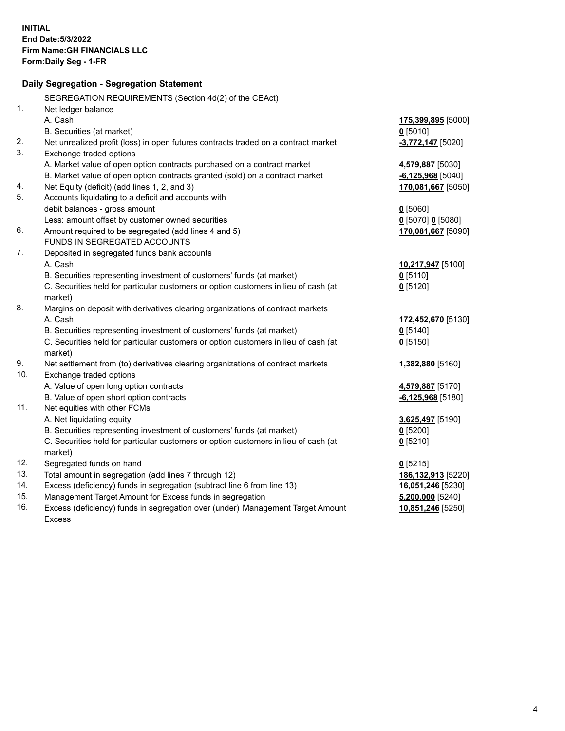**INITIAL**
**End Date:5/3/2022**
**Firm Name:GH FINANCIALS LLC**
**Form:Daily Seg - 1-FR**

## Daily Segregation - Segregation Statement

SEGREGATION REQUIREMENTS (Section 4d(2) of the CEAct)

| | | |
|---|---|---|
| 1. | Net ledger balance | |
| | A. Cash | **175,399,895** [5000] |
| | B. Securities (at market) | **0** [5010] |
| 2. | Net unrealized profit (loss) in open futures contracts traded on a contract market | **-3,772,147** [5020] |
| 3. | Exchange traded options | |
| | A. Market value of open option contracts purchased on a contract market | **4,579,887** [5030] |
| | B. Market value of open option contracts granted (sold) on a contract market | **-6,125,968** [5040] |
| 4. | Net Equity (deficit) (add lines 1, 2, and 3) | **170,081,667** [5050] |
| 5. | Accounts liquidating to a deficit and accounts with debit balances - gross amount | **0** [5060] |
| | Less: amount offset by customer owned securities | **0** [5070] **0** [5080] |
| 6. | Amount required to be segregated (add lines 4 and 5) | **170,081,667** [5090] |
| | FUNDS IN SEGREGATED ACCOUNTS | |
| 7. | Deposited in segregated funds bank accounts | |
| | A. Cash | **10,217,947** [5100] |
| | B. Securities representing investment of customers' funds (at market) | **0** [5110] |
| | C. Securities held for particular customers or option customers in lieu of cash (at market) | **0** [5120] |
| 8. | Margins on deposit with derivatives clearing organizations of contract markets | |
| | A. Cash | **172,452,670** [5130] |
| | B. Securities representing investment of customers' funds (at market) | **0** [5140] |
| | C. Securities held for particular customers or option customers in lieu of cash (at market) | **0** [5150] |
| 9. | Net settlement from (to) derivatives clearing organizations of contract markets | **1,382,880** [5160] |
| 10. | Exchange traded options | |
| | A. Value of open long option contracts | **4,579,887** [5170] |
| | B. Value of open short option contracts | **-6,125,968** [5180] |
| 11. | Net equities with other FCMs | |
| | A. Net liquidating equity | **3,625,497** [5190] |
| | B. Securities representing investment of customers' funds (at market) | **0** [5200] |
| | C. Securities held for particular customers or option customers in lieu of cash (at market) | **0** [5210] |
| 12. | Segregated funds on hand | **0** [5215] |
| 13. | Total amount in segregation (add lines 7 through 12) | **186,132,913** [5220] |
| 14. | Excess (deficiency) funds in segregation (subtract line 6 from line 13) | **16,051,246** [5230] |
| 15. | Management Target Amount for Excess funds in segregation | **5,200,000** [5240] |
| 16. | Excess (deficiency) funds in segregation over (under) Management Target Amount Excess | **10,851,246** [5250] |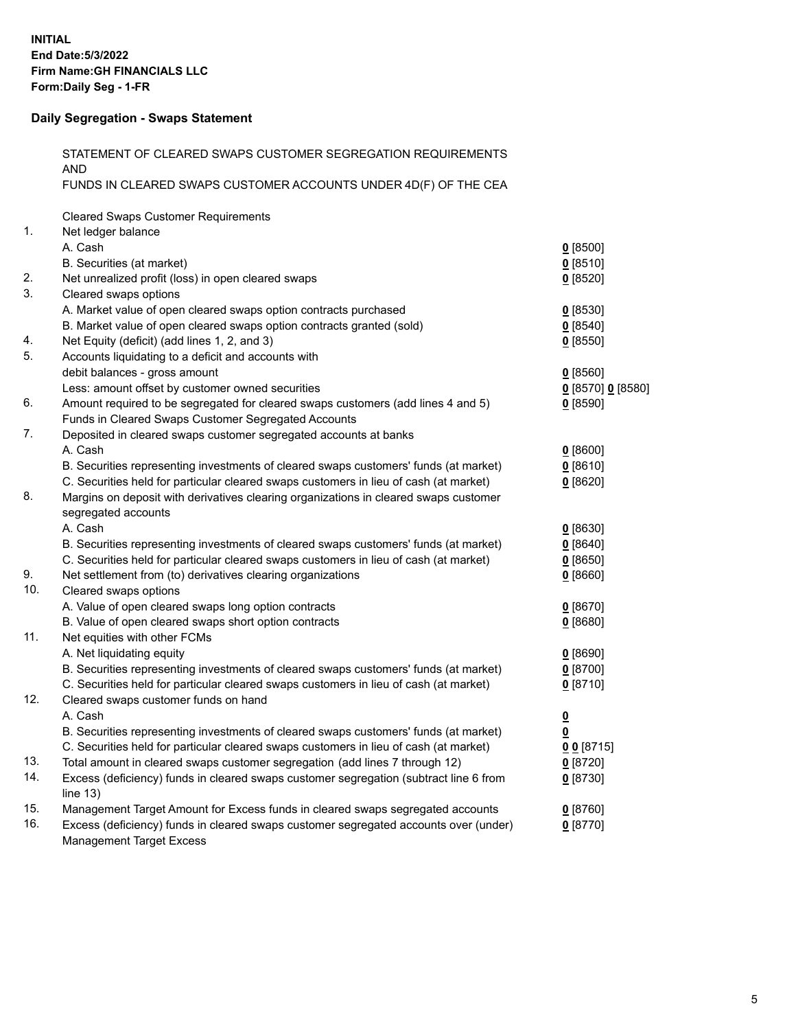**INITIAL**
**End Date:5/3/2022**
**Firm Name:GH FINANCIALS LLC**
**Form:Daily Seg - 1-FR**

## Daily Segregation - Swaps Statement

STATEMENT OF CLEARED SWAPS CUSTOMER SEGREGATION REQUIREMENTS AND
FUNDS IN CLEARED SWAPS CUSTOMER ACCOUNTS UNDER 4D(F) OF THE CEA

| | | |
|---|---|---|
| | Cleared Swaps Customer Requirements | |
| 1. | Net ledger balance | |
| | A. Cash | 0 [8500] |
| | B. Securities (at market) | 0 [8510] |
| 2. | Net unrealized profit (loss) in open cleared swaps | 0 [8520] |
| 3. | Cleared swaps options | |
| | A. Market value of open cleared swaps option contracts purchased | 0 [8530] |
| | B. Market value of open cleared swaps option contracts granted (sold) | 0 [8540] |
| 4. | Net Equity (deficit) (add lines 1, 2, and 3) | 0 [8550] |
| 5. | Accounts liquidating to a deficit and accounts with debit balances - gross amount | 0 [8560] |
| | Less: amount offset by customer owned securities | 0 [8570] 0 [8580] |
| 6. | Amount required to be segregated for cleared swaps customers (add lines 4 and 5) | 0 [8590] |
| | Funds in Cleared Swaps Customer Segregated Accounts | |
| 7. | Deposited in cleared swaps customer segregated accounts at banks | |
| | A. Cash | 0 [8600] |
| | B. Securities representing investments of cleared swaps customers' funds (at market) | 0 [8610] |
| | C. Securities held for particular cleared swaps customers in lieu of cash (at market) | 0 [8620] |
| 8. | Margins on deposit with derivatives clearing organizations in cleared swaps customer segregated accounts | |
| | A. Cash | 0 [8630] |
| | B. Securities representing investments of cleared swaps customers' funds (at market) | 0 [8640] |
| | C. Securities held for particular cleared swaps customers in lieu of cash (at market) | 0 [8650] |
| 9. | Net settlement from (to) derivatives clearing organizations | 0 [8660] |
| 10. | Cleared swaps options | |
| | A. Value of open cleared swaps long option contracts | 0 [8670] |
| | B. Value of open cleared swaps short option contracts | 0 [8680] |
| 11. | Net equities with other FCMs | |
| | A. Net liquidating equity | 0 [8690] |
| | B. Securities representing investments of cleared swaps customers' funds (at market) | 0 [8700] |
| | C. Securities held for particular cleared swaps customers in lieu of cash (at market) | 0 [8710] |
| 12. | Cleared swaps customer funds on hand | |
| | A. Cash | 0 |
| | B. Securities representing investments of cleared swaps customers' funds (at market) | 0 |
| | C. Securities held for particular cleared swaps customers in lieu of cash (at market) | 0 0 [8715] |
| 13. | Total amount in cleared swaps customer segregation (add lines 7 through 12) | 0 [8720] |
| 14. | Excess (deficiency) funds in cleared swaps customer segregation (subtract line 6 from line 13) | 0 [8730] |
| 15. | Management Target Amount for Excess funds in cleared swaps segregated accounts | 0 [8760] |
| 16. | Excess (deficiency) funds in cleared swaps customer segregated accounts over (under) Management Target Excess | 0 [8770] |